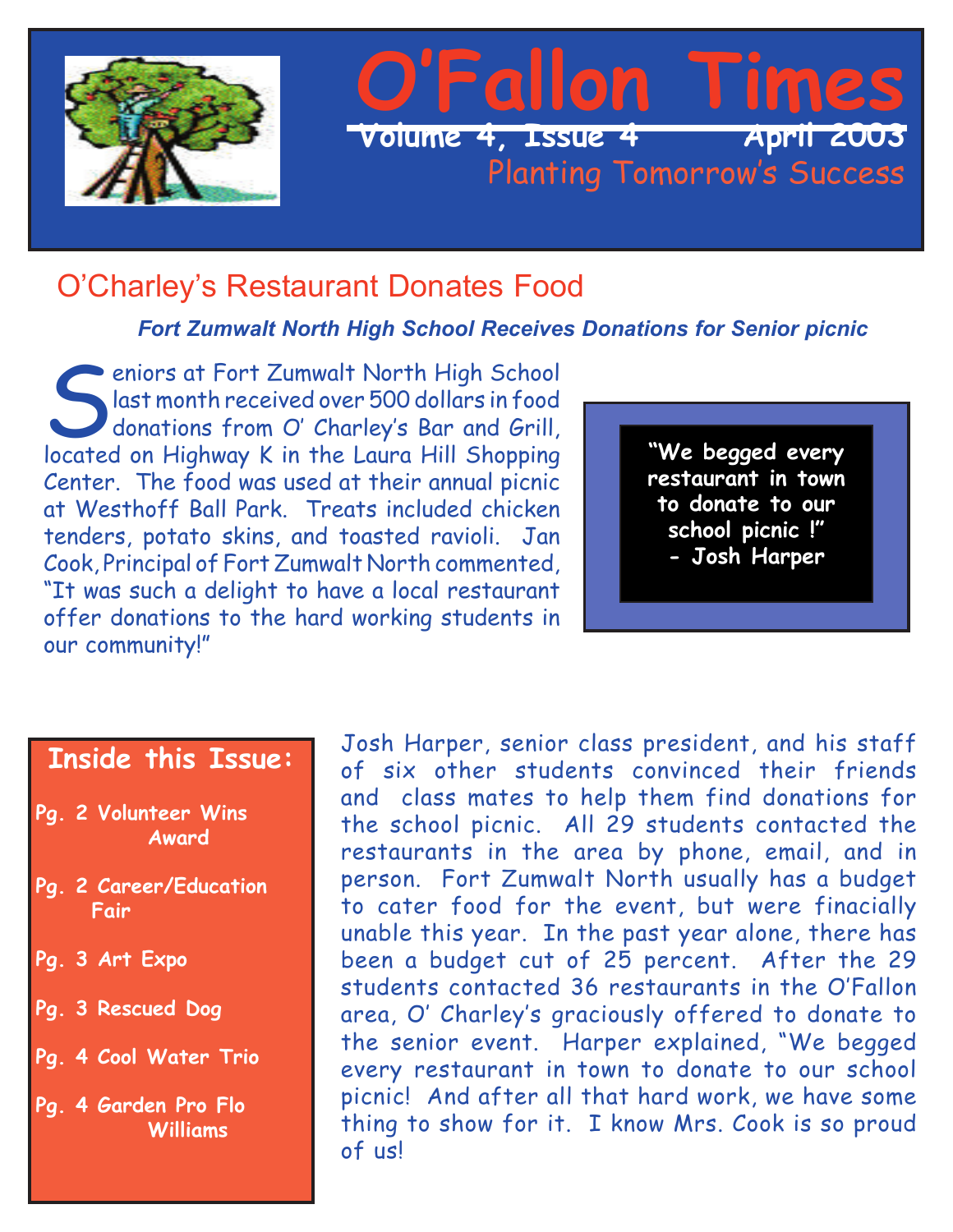# O'Fallon Times

Volume 4, Issue 4 April 2003

Planting Tomorrow's Success

## O'Charley's Restaurant Donates Food

***Fort Zumwalt North High School Receives Donations for Senior picnic***

Seniors at Fort Zumwalt North High School last month received over 500 dollars in food donations from O' Charley's Bar and Grill, located on Highway K in the Laura Hill Shopping Center. The food was used at their annual picnic at Westhoff Ball Park. Treats included chicken tenders, potato skins, and toasted ravioli. Jan Cook, Principal of Fort Zumwalt North commented, "It was such a delight to have a local restaurant offer donations to the hard working students in our community!"

> **"We begged every restaurant in town to donate to our school picnic !"**
> **- Josh Harper**

Josh Harper, senior class president, and his staff of six other students convinced their friends and class mates to help them find donations for the school picnic. All 29 students contacted the restaurants in the area by phone, email, and in person. Fort Zumwalt North usually has a budget to cater food for the event, but were finacially unable this year. In the past year alone, there has been a budget cut of 25 percent. After the 29 students contacted 36 restaurants in the O'Fallon area, O' Charley's graciously offered to donate to the senior event. Harper explained, "We begged every restaurant in town to donate to our school picnic! And after all that hard work, we have some thing to show for it. I know Mrs. Cook is so proud of us!

### Inside this Issue:

- Pg. 2 Volunteer Wins Award
- Pg. 2 Career/Education Fair
- Pg. 3 Art Expo
- Pg. 3 Rescued Dog
- Pg. 4 Cool Water Trio
- Pg. 4 Garden Pro Flo Williams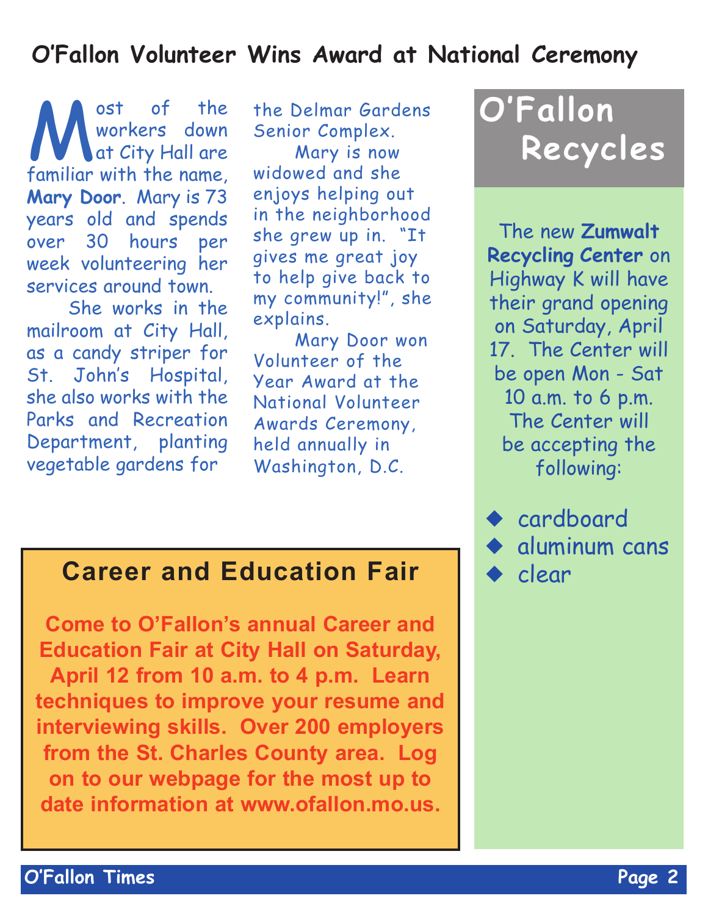## O'Fallon Volunteer Wins Award at National Ceremony

Most of the workers down at City Hall are familiar with the name, **Mary Door**. Mary is 73 years old and spends over 30 hours per week volunteering her services around town.

She works in the mailroom at City Hall, as a candy striper for St. John's Hospital, she also works with the Parks and Recreation Department, planting vegetable gardens for the Delmar Gardens Senior Complex.

Mary is now widowed and she enjoys helping out in the neighborhood she grew up in. "It gives me great joy to help give back to my community!", she explains.

Mary Door won Volunteer of the Year Award at the National Volunteer Awards Ceremony, held annually in Washington, D.C.

## Career and Education Fair

**Come to O'Fallon's annual Career and Education Fair at City Hall on Saturday, April 12 from 10 a.m. to 4 p.m. Learn techniques to improve your resume and interviewing skills. Over 200 employers from the St. Charles County area. Log on to our webpage for the most up to date information at www.ofallon.mo.us.**

## O'Fallon Recycles

The new **Zumwalt Recycling Center** on Highway K will have their grand opening on Saturday, April 17. The Center will be open Mon - Sat 10 a.m. to 6 p.m. The Center will be accepting the following:

- cardboard
- aluminum cans
- clear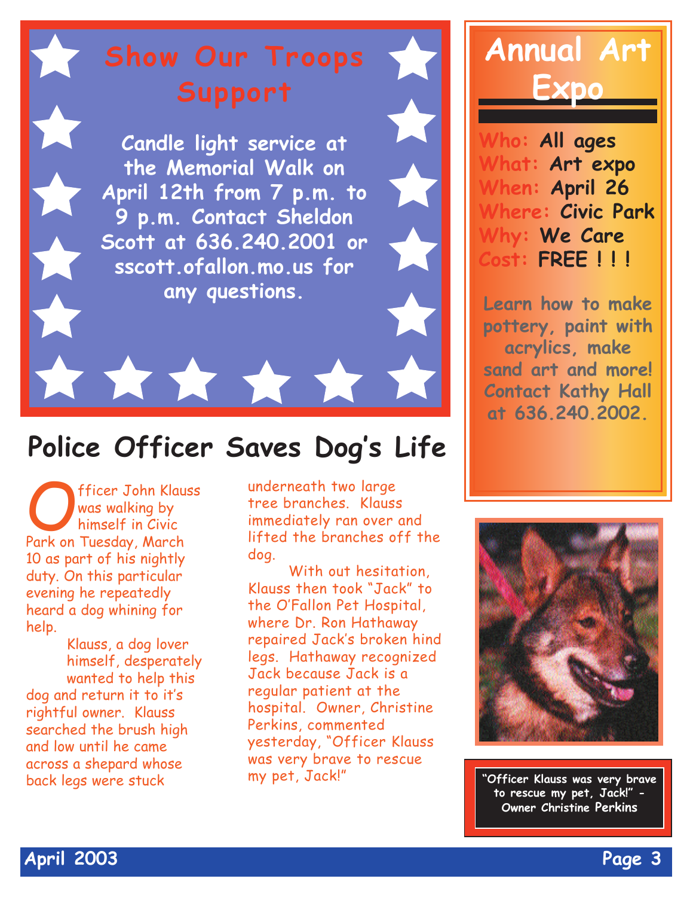## Show Our Troops Support

**Candle light service at the Memorial Walk on April 12th from 7 p.m. to 9 p.m. Contact Sheldon Scott at 636.240.2001 or sscott.ofallon.mo.us for any questions.**

## Annual Art Expo

**Who:** All ages
**What:** Art expo
**When:** April 26
**Where:** Civic Park
**Why:** We Care
**Cost:** FREE ! ! !

**Learn how to make pottery, paint with acrylics, make sand art and more! Contact Kathy Hall at 636.240.2002.**

## Police Officer Saves Dog's Life

Officer John Klauss was walking by himself in Civic Park on Tuesday, March 10 as part of his nightly duty. On this particular evening he repeatedly heard a dog whining for help.

Klauss, a dog lover himself, desperately wanted to help this dog and return it to it's rightful owner. Klauss searched the brush high and low until he came across a shepard whose back legs were stuck underneath two large tree branches. Klauss immediately ran over and lifted the branches off the dog.

With out hesitation, Klauss then took "Jack" to the O'Fallon Pet Hospital, where Dr. Ron Hathaway repaired Jack's broken hind legs. Hathaway recognized Jack because Jack is a regular patient at the hospital. Owner, Christine Perkins, commented yesterday, "Officer Klauss was very brave to rescue my pet, Jack!"

**"Officer Klauss was very brave to rescue my pet, Jack!" - Owner Christine Perkins**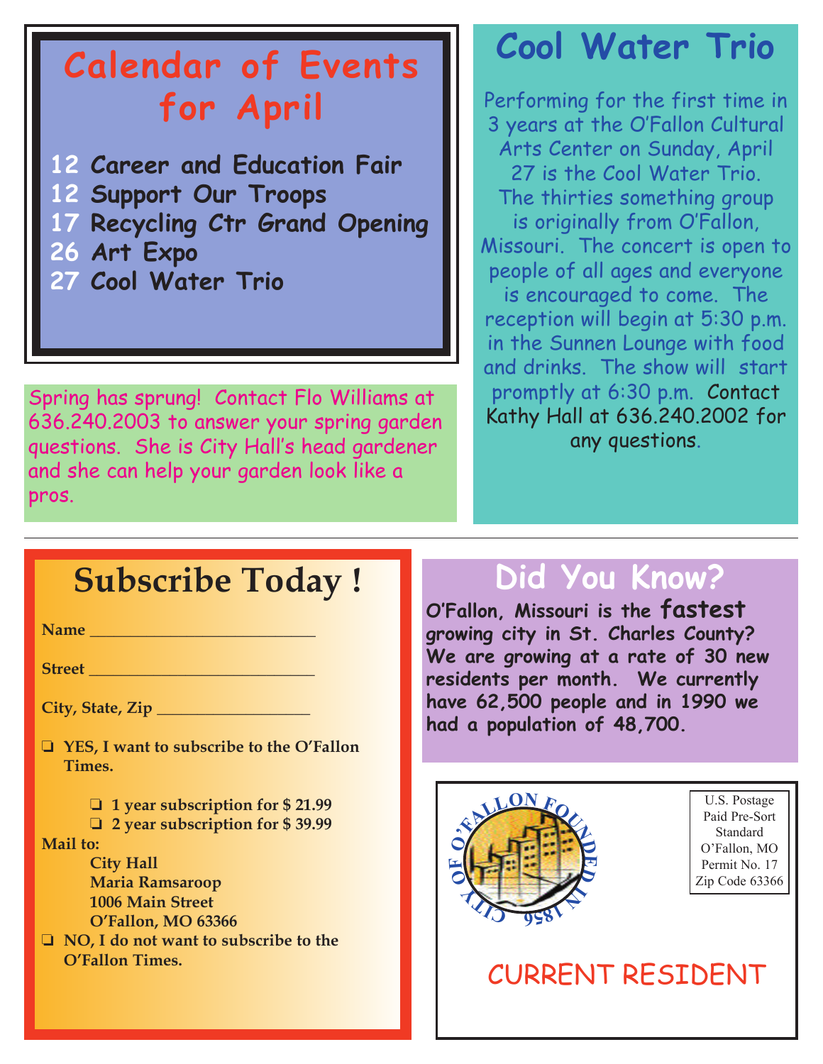# Calendar of Events for April

- **12** Career and Education Fair
- **12** Support Our Troops
- **17** Recycling Ctr Grand Opening
- **26** Art Expo
- **27** Cool Water Trio

Spring has sprung! Contact Flo Williams at 636.240.2003 to answer your spring garden questions. She is City Hall's head gardener and she can help your garden look like a pros.

# Cool Water Trio

Performing for the first time in 3 years at the O'Fallon Cultural Arts Center on Sunday, April 27 is the Cool Water Trio. The thirties something group is originally from O'Fallon, Missouri. The concert is open to people of all ages and everyone is encouraged to come. The reception will begin at 5:30 p.m. in the Sunnen Lounge with food and drinks. The show will start promptly at 6:30 p.m. Contact Kathy Hall at 636.240.2002 for any questions.

# Subscribe Today !

**Name** ____________________________

**Street** ____________________________

**City, State, Zip** __________________

❏ **YES, I want to subscribe to the O'Fallon Times.**

❏ **1 year subscription for $ 21.99**
❏ **2 year subscription for $ 39.99**

**Mail to:**
**City Hall**
**Maria Ramsaroop**
**1006 Main Street**
**O'Fallon, MO 63366**

❏ **NO, I do not want to subscribe to the O'Fallon Times.**

# Did You Know?

**O'Fallon, Missouri is the fastest growing city in St. Charles County? We are growing at a rate of 30 new residents per month. We currently have 62,500 people and in 1990 we had a population of 48,700.**

CITY OF O'FALLON FOUNDED IN 1856

U.S. Postage
Paid Pre-Sort
Standard
O'Fallon, MO
Permit No. 17
Zip Code 63366

CURRENT RESIDENT